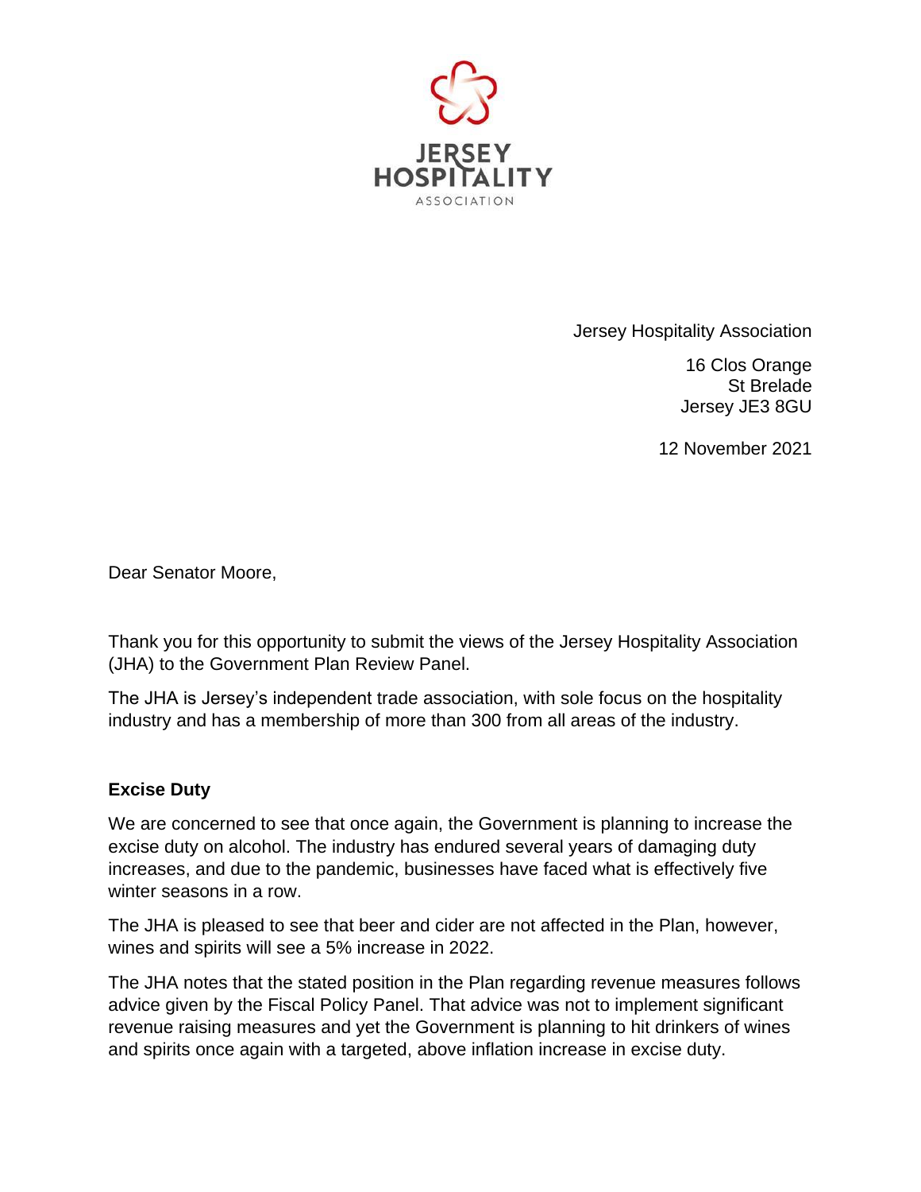Jersey Hospitality Association

16 Clos Orange
St Brelade
Jersey JE3 8GU

12 November 2021

Dear Senator Moore,

Thank you for this opportunity to submit the views of the Jersey Hospitality Association (JHA) to the Government Plan Review Panel.

The JHA is Jersey's independent trade association, with sole focus on the hospitality industry and has a membership of more than 300 from all areas of the industry.

**Excise Duty**

We are concerned to see that once again, the Government is planning to increase the excise duty on alcohol. The industry has endured several years of damaging duty increases, and due to the pandemic, businesses have faced what is effectively five winter seasons in a row.

The JHA is pleased to see that beer and cider are not affected in the Plan, however, wines and spirits will see a 5% increase in 2022.

The JHA notes that the stated position in the Plan regarding revenue measures follows advice given by the Fiscal Policy Panel. That advice was not to implement significant revenue raising measures and yet the Government is planning to hit drinkers of wines and spirits once again with a targeted, above inflation increase in excise duty.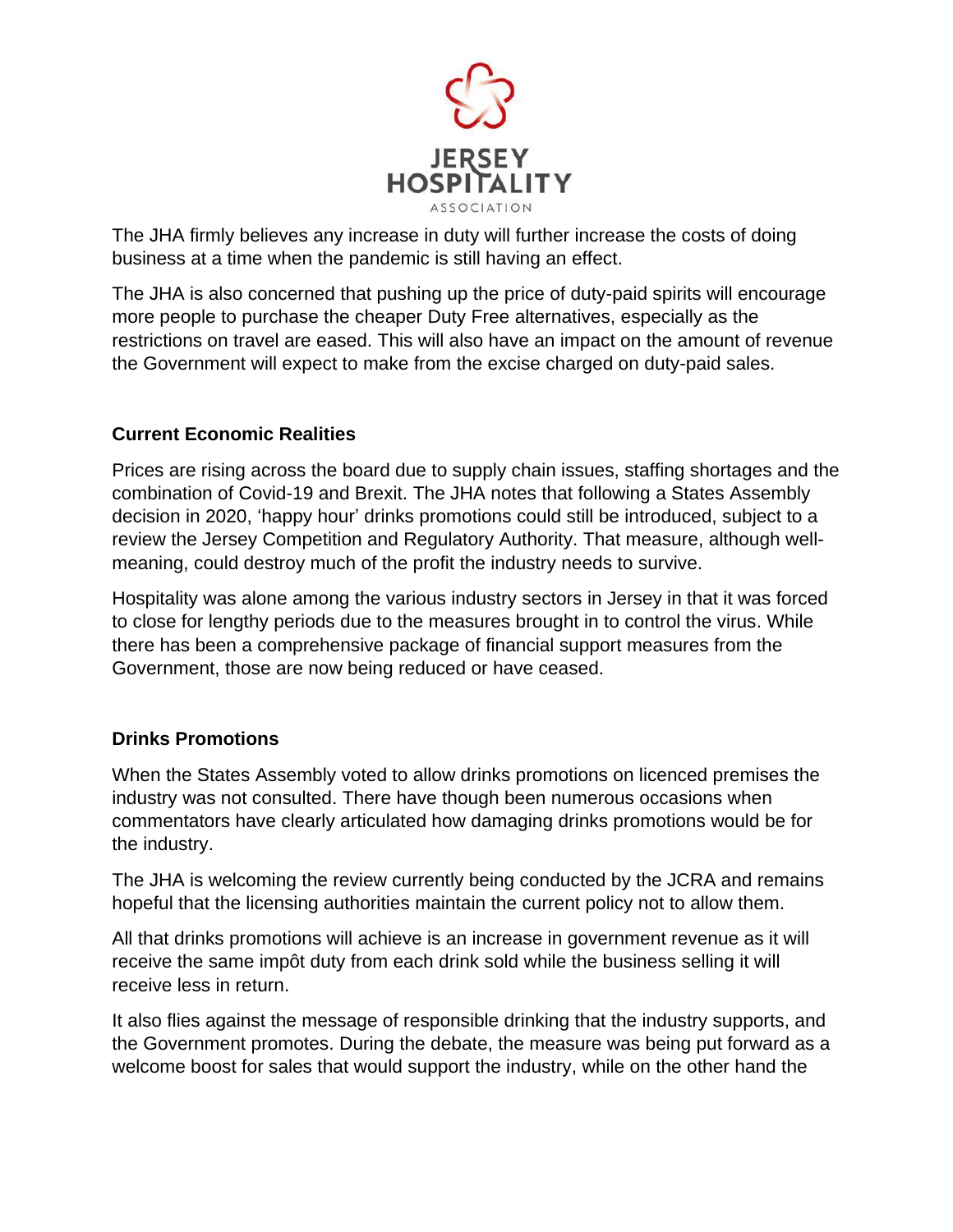The JHA firmly believes any increase in duty will further increase the costs of doing business at a time when the pandemic is still having an effect.

The JHA is also concerned that pushing up the price of duty-paid spirits will encourage more people to purchase the cheaper Duty Free alternatives, especially as the restrictions on travel are eased. This will also have an impact on the amount of revenue the Government will expect to make from the excise charged on duty-paid sales.

**Current Economic Realities**

Prices are rising across the board due to supply chain issues, staffing shortages and the combination of Covid-19 and Brexit. The JHA notes that following a States Assembly decision in 2020, 'happy hour' drinks promotions could still be introduced, subject to a review the Jersey Competition and Regulatory Authority. That measure, although well-meaning, could destroy much of the profit the industry needs to survive.

Hospitality was alone among the various industry sectors in Jersey in that it was forced to close for lengthy periods due to the measures brought in to control the virus. While there has been a comprehensive package of financial support measures from the Government, those are now being reduced or have ceased.

**Drinks Promotions**

When the States Assembly voted to allow drinks promotions on licenced premises the industry was not consulted. There have though been numerous occasions when commentators have clearly articulated how damaging drinks promotions would be for the industry.

The JHA is welcoming the review currently being conducted by the JCRA and remains hopeful that the licensing authorities maintain the current policy not to allow them.

All that drinks promotions will achieve is an increase in government revenue as it will receive the same impôt duty from each drink sold while the business selling it will receive less in return.

It also flies against the message of responsible drinking that the industry supports, and the Government promotes. During the debate, the measure was being put forward as a welcome boost for sales that would support the industry, while on the other hand the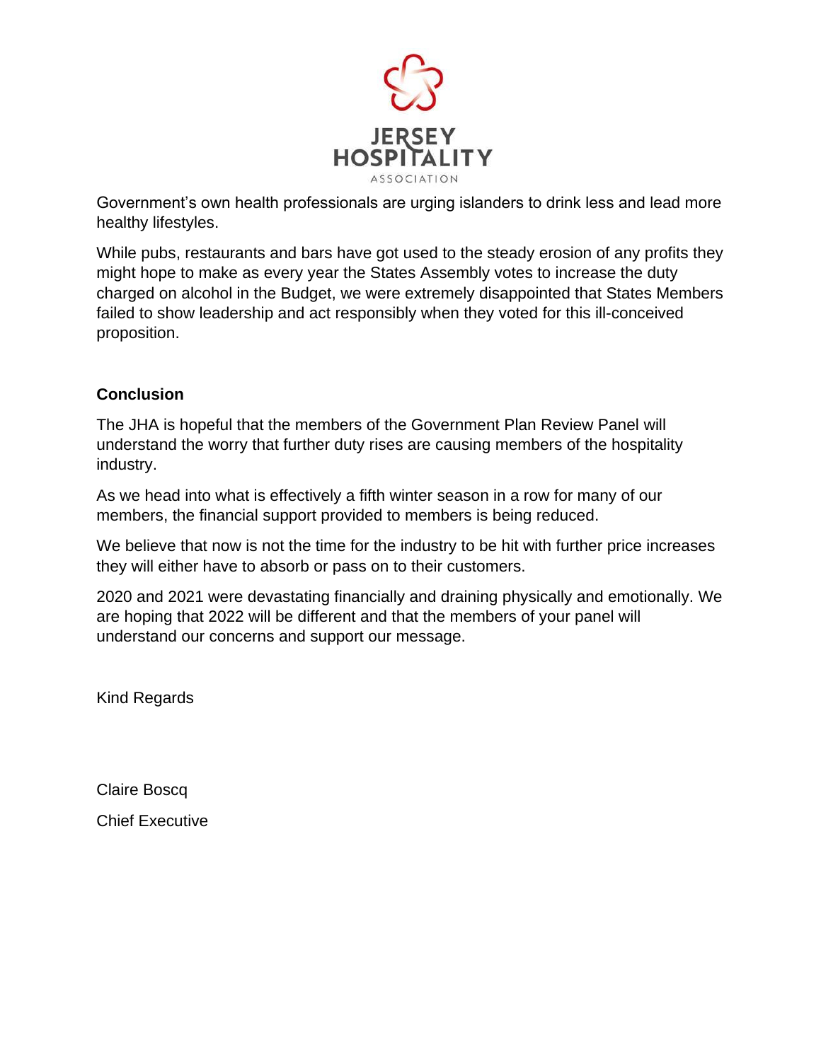Government's own health professionals are urging islanders to drink less and lead more healthy lifestyles.

While pubs, restaurants and bars have got used to the steady erosion of any profits they might hope to make as every year the States Assembly votes to increase the duty charged on alcohol in the Budget, we were extremely disappointed that States Members failed to show leadership and act responsibly when they voted for this ill-conceived proposition.

## Conclusion

The JHA is hopeful that the members of the Government Plan Review Panel will understand the worry that further duty rises are causing members of the hospitality industry.

As we head into what is effectively a fifth winter season in a row for many of our members, the financial support provided to members is being reduced.

We believe that now is not the time for the industry to be hit with further price increases they will either have to absorb or pass on to their customers.

2020 and 2021 were devastating financially and draining physically and emotionally. We are hoping that 2022 will be different and that the members of your panel will understand our concerns and support our message.

Kind Regards

Claire Boscq

Chief Executive